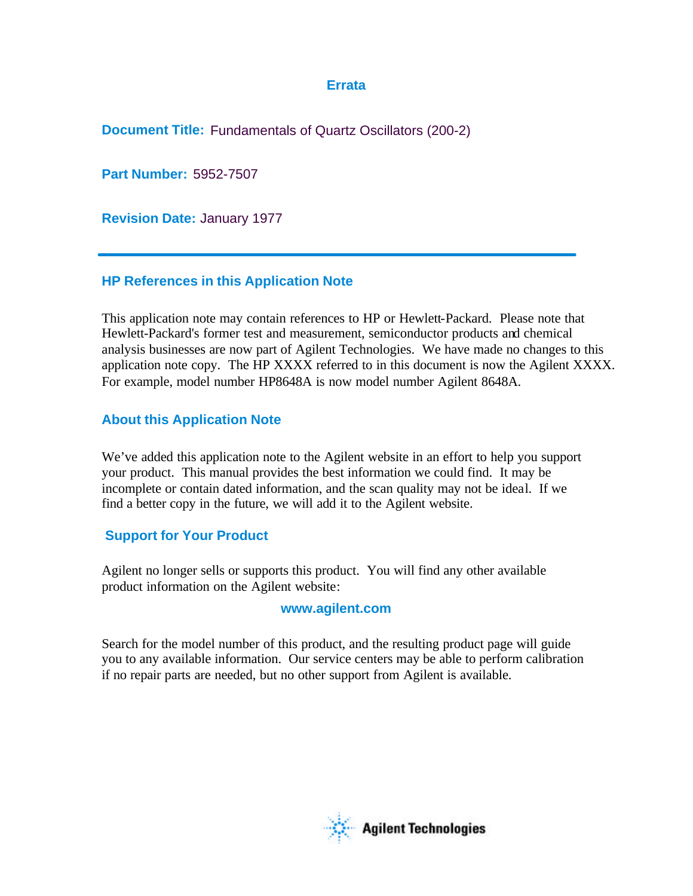# Errata

**Document Title:** Fundamentals of Quartz Oscillators (200-2)

**Part Number:** 5952-7507

**Revision Date:** January 1977

---

## HP References in this Application Note

This application note may contain references to HP or Hewlett-Packard. Please note that Hewlett-Packard's former test and measurement, semiconductor products and chemical analysis businesses are now part of Agilent Technologies. We have made no changes to this application note copy. The HP XXXX referred to in this document is now the Agilent XXXX. For example, model number HP8648A is now model number Agilent 8648A.

## About this Application Note

We've added this application note to the Agilent website in an effort to help you support your product. This manual provides the best information we could find. It may be incomplete or contain dated information, and the scan quality may not be ideal. If we find a better copy in the future, we will add it to the Agilent website.

## Support for Your Product

Agilent no longer sells or supports this product. You will find any other available product information on the Agilent website:

**www.agilent.com**

Search for the model number of this product, and the resulting product page will guide you to any available information. Our service centers may be able to perform calibration if no repair parts are needed, but no other support from Agilent is available.

Agilent Technologies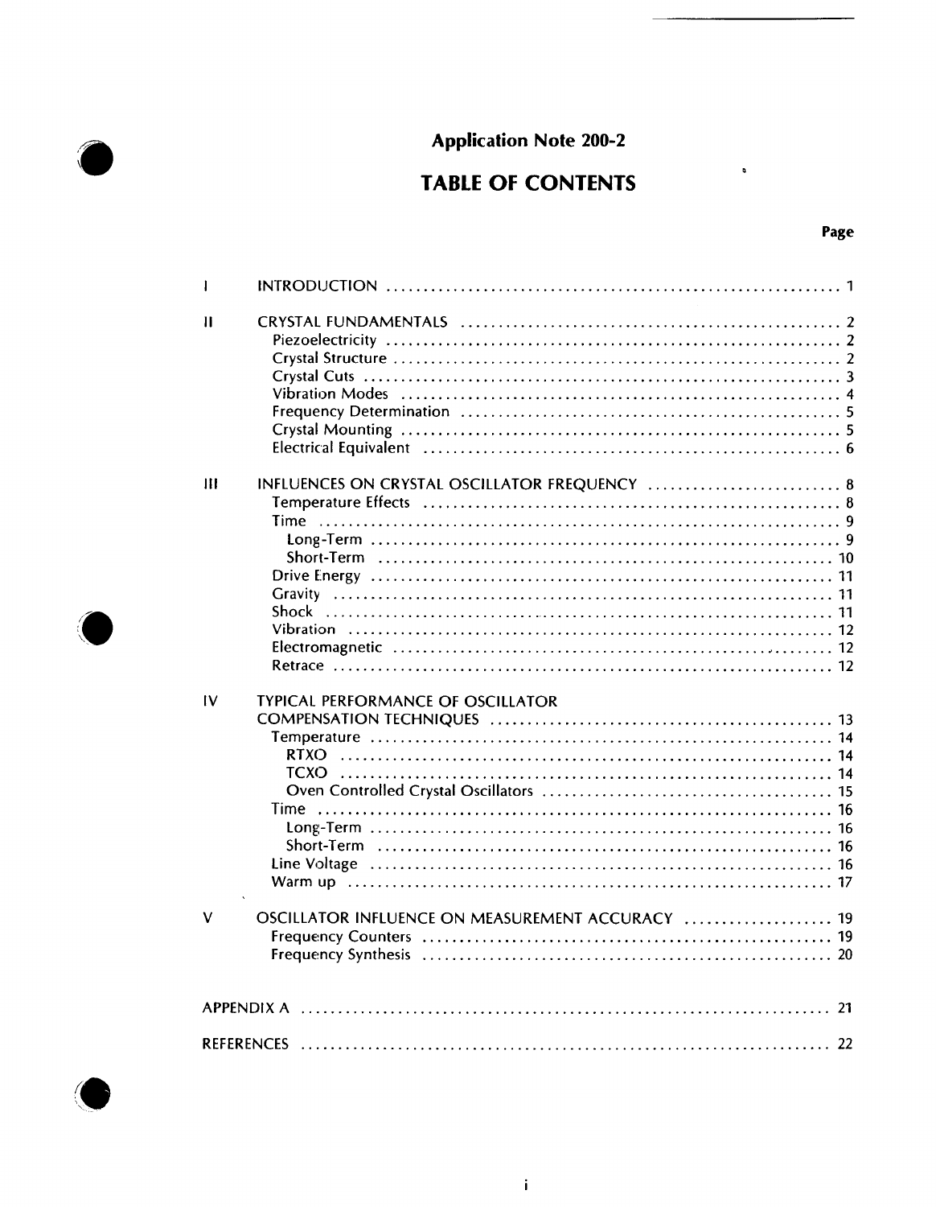# Application Note 200-2

## TABLE OF CONTENTS

| | | Page |
|---|---|---|
| I | INTRODUCTION | 1 |
| II | CRYSTAL FUNDAMENTALS | 2 |
| | Piezoelectricity | 2 |
| | Crystal Structure | 2 |
| | Crystal Cuts | 3 |
| | Vibration Modes | 4 |
| | Frequency Determination | 5 |
| | Crystal Mounting | 5 |
| | Electrical Equivalent | 6 |
| III | INFLUENCES ON CRYSTAL OSCILLATOR FREQUENCY | 8 |
| | Temperature Effects | 8 |
| | Time | 9 |
| | Long-Term | 9 |
| | Short-Term | 10 |
| | Drive Energy | 11 |
| | Gravity | 11 |
| | Shock | 11 |
| | Vibration | 12 |
| | Electromagnetic | 12 |
| | Retrace | 12 |
| IV | TYPICAL PERFORMANCE OF OSCILLATOR COMPENSATION TECHNIQUES | 13 |
| | Temperature | 14 |
| | RTXO | 14 |
| | TCXO | 14 |
| | Oven Controlled Crystal Oscillators | 15 |
| | Time | 16 |
| | Long-Term | 16 |
| | Short-Term | 16 |
| | Line Voltage | 16 |
| | Warm up | 17 |
| V | OSCILLATOR INFLUENCE ON MEASUREMENT ACCURACY | 19 |
| | Frequency Counters | 19 |
| | Frequency Synthesis | 20 |
| APPENDIX A | | 21 |
| REFERENCES | | 22 |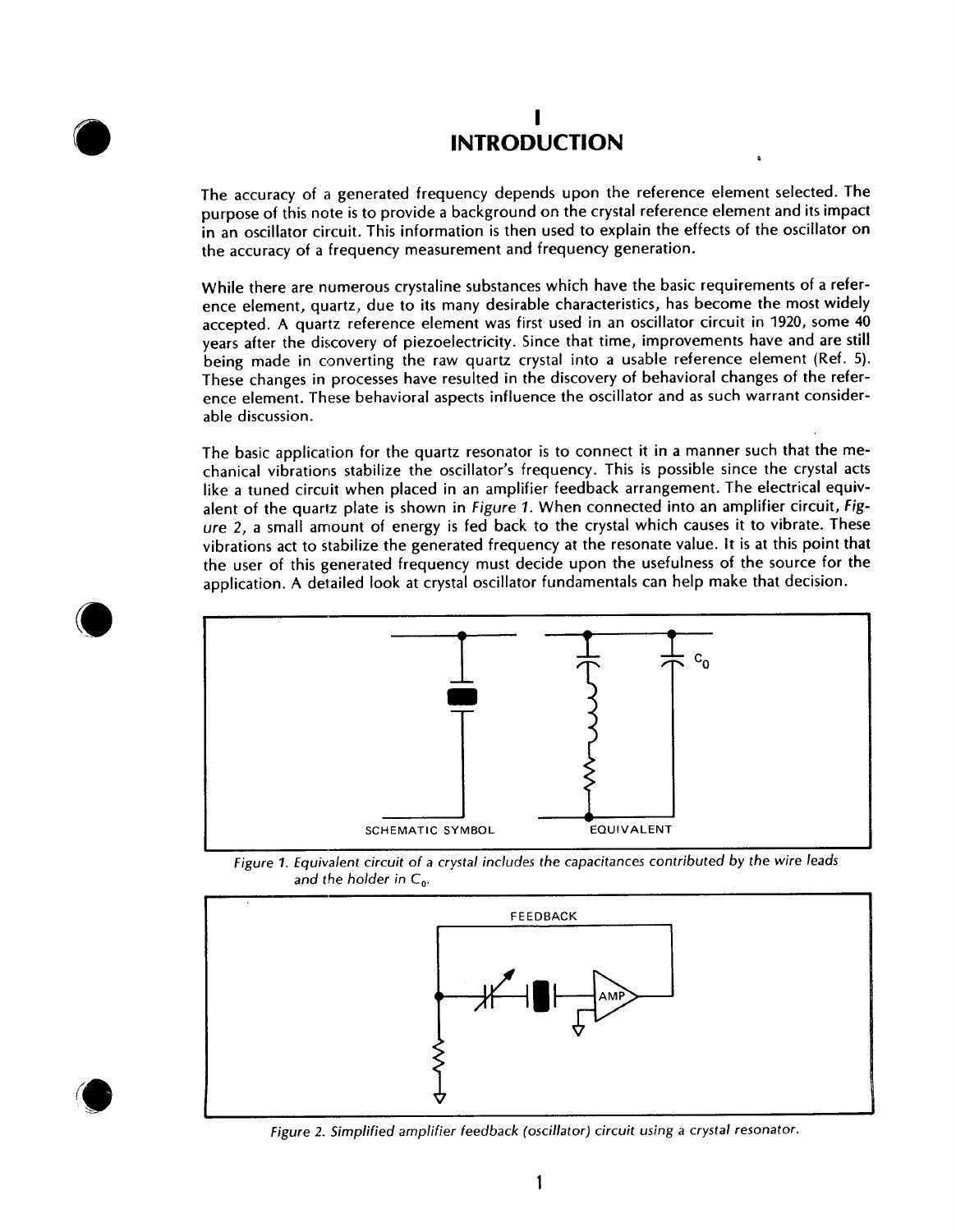# I
# INTRODUCTION

The accuracy of a generated frequency depends upon the reference element selected. The purpose of this note is to provide a background on the crystal reference element and its impact in an oscillator circuit. This information is then used to explain the effects of the oscillator on the accuracy of a frequency measurement and frequency generation.

While there are numerous crystaline substances which have the basic requirements of a reference element, quartz, due to its many desirable characteristics, has become the most widely accepted. A quartz reference element was first used in an oscillator circuit in 1920, some 40 years after the discovery of piezoelectricity. Since that time, improvements have and are still being made in converting the raw quartz crystal into a usable reference element (Ref. 5). These changes in processes have resulted in the discovery of behavioral changes of the reference element. These behavioral aspects influence the oscillator and as such warrant considerable discussion.

The basic application for the quartz resonator is to connect it in a manner such that the mechanical vibrations stabilize the oscillator's frequency. This is possible since the crystal acts like a tuned circuit when placed in an amplifier feedback arrangement. The electrical equivalent of the quartz plate is shown in *Figure 1*. When connected into an amplifier circuit, *Figure 2*, a small amount of energy is fed back to the crystal which causes it to vibrate. These vibrations act to stabilize the generated frequency at the resonate value. It is at this point that the user of this generated frequency must decide upon the usefulness of the source for the application. A detailed look at crystal oscillator fundamentals can help make that decision.

SCHEMATIC SYMBOL EQUIVALENT $C_0$

*Figure 1. Equivalent circuit of a crystal includes the capacitances contributed by the wire leads and the holder in $C_0$.*

FEEDBACK AMP

*Figure 2. Simplified amplifier feedback (oscillator) circuit using a crystal resonator.*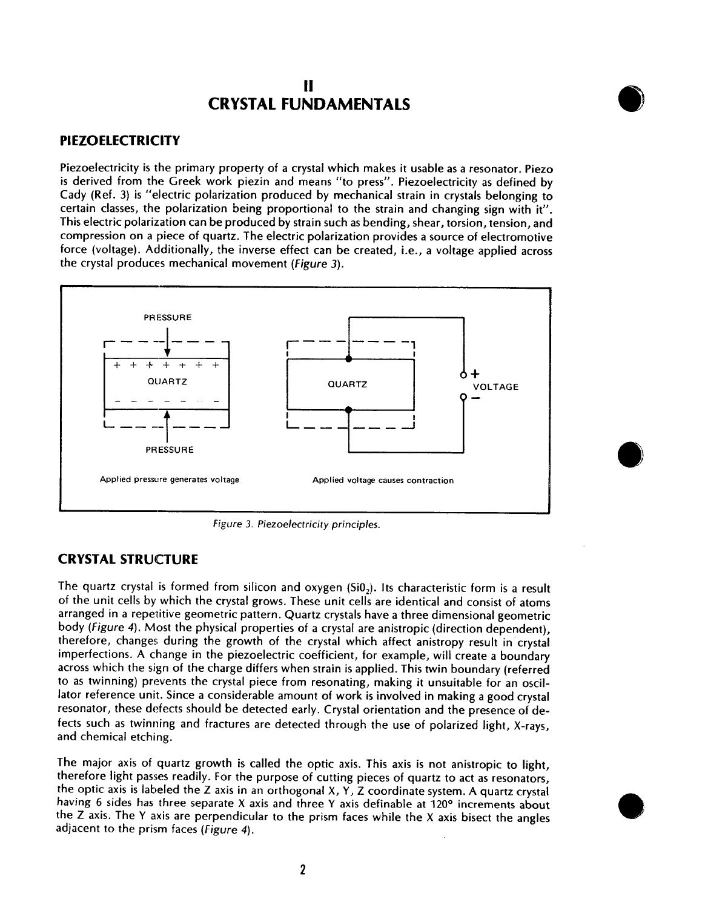# II
# CRYSTAL FUNDAMENTALS

## PIEZOELECTRICITY

Piezoelectricity is the primary property of a crystal which makes it usable as a resonator. Piezo is derived from the Greek work piezin and means "to press". Piezoelectricity as defined by Cady (Ref. 3) is "electric polarization produced by mechanical strain in crystals belonging to certain classes, the polarization being proportional to the strain and changing sign with it". This electric polarization can be produced by strain such as bending, shear, torsion, tension, and compression on a piece of quartz. The electric polarization provides a source of electromotive force (voltage). Additionally, the inverse effect can be created, i.e., a voltage applied across the crystal produces mechanical movement (*Figure 3*).

PRESSURE

QUARTZ

PRESSURE

Applied pressure generates voltage

QUARTZ

VOLTAGE

Applied voltage causes contraction

*Figure 3. Piezoelectricity principles.*

## CRYSTAL STRUCTURE

The quartz crystal is formed from silicon and oxygen ($SiO_2$). Its characteristic form is a result of the unit cells by which the crystal grows. These unit cells are identical and consist of atoms arranged in a repetitive geometric pattern. Quartz crystals have a three dimensional geometric body (*Figure 4*). Most the physical properties of a crystal are anistropic (direction dependent), therefore, changes during the growth of the crystal which affect anistropy result in crystal imperfections. A change in the piezoelectric coefficient, for example, will create a boundary across which the sign of the charge differs when strain is applied. This twin boundary (referred to as twinning) prevents the crystal piece from resonating, making it unsuitable for an oscillator reference unit. Since a considerable amount of work is involved in making a good crystal resonator, these defects should be detected early. Crystal orientation and the presence of defects such as twinning and fractures are detected through the use of polarized light, X-rays, and chemical etching.

The major axis of quartz growth is called the optic axis. This axis is not anistropic to light, therefore light passes readily. For the purpose of cutting pieces of quartz to act as resonators, the optic axis is labeled the Z axis in an orthogonal X, Y, Z coordinate system. A quartz crystal having 6 sides has three separate X axis and three Y axis definable at 120° increments about the Z axis. The Y axis are perpendicular to the prism faces while the X axis bisect the angles adjacent to the prism faces (*Figure 4*).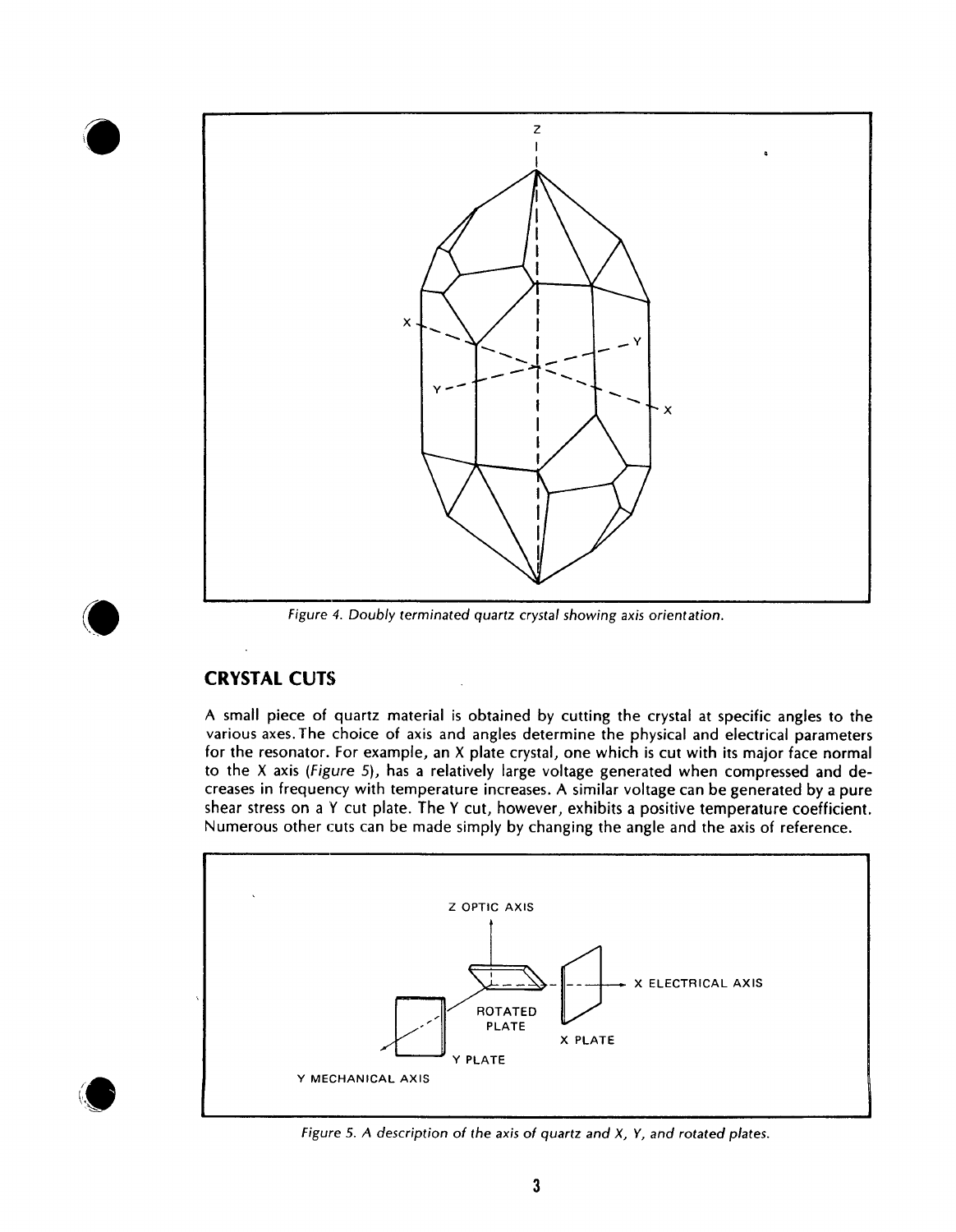Figure 4. Doubly terminated quartz crystal showing axis orientation.

## CRYSTAL CUTS

A small piece of quartz material is obtained by cutting the crystal at specific angles to the various axes. The choice of axis and angles determine the physical and electrical parameters for the resonator. For example, an X plate crystal, one which is cut with its major face normal to the X axis (*Figure 5*), has a relatively large voltage generated when compressed and decreases in frequency with temperature increases. A similar voltage can be generated by a pure shear stress on a Y cut plate. The Y cut, however, exhibits a positive temperature coefficient. Numerous other cuts can be made simply by changing the angle and the axis of reference.

Figure 5. A description of the axis of quartz and X, Y, and rotated plates.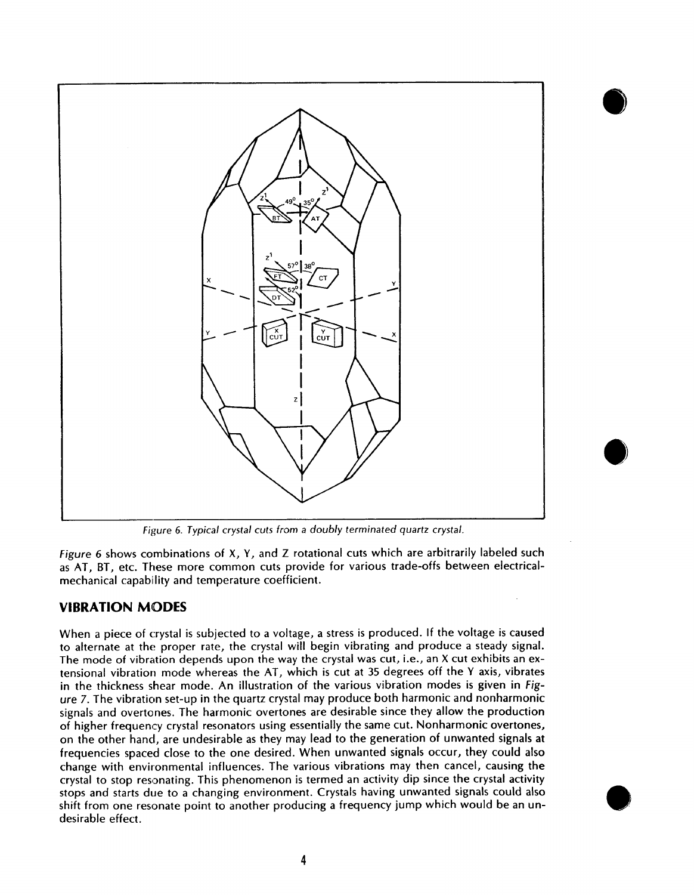*Figure 6. Typical crystal cuts from a doubly terminated quartz crystal.*

*Figure* 6 shows combinations of X, Y, and Z rotational cuts which are arbitrarily labeled such as AT, BT, etc. These more common cuts provide for various trade-offs between electrical-mechanical capability and temperature coefficient.

## VIBRATION MODES

When a piece of crystal is subjected to a voltage, a stress is produced. If the voltage is caused to alternate at the proper rate, the crystal will begin vibrating and produce a steady signal. The mode of vibration depends upon the way the crystal was cut, i.e., an X cut exhibits an extensional vibration mode whereas the AT, which is cut at 35 degrees off the Y axis, vibrates in the thickness shear mode. An illustration of the various vibration modes is given in *Figure 7*. The vibration set-up in the quartz crystal may produce both harmonic and nonharmonic signals and overtones. The harmonic overtones are desirable since they allow the production of higher frequency crystal resonators using essentially the same cut. Nonharmonic overtones, on the other hand, are undesirable as they may lead to the generation of unwanted signals at frequencies spaced close to the one desired. When unwanted signals occur, they could also change with environmental influences. The various vibrations may then cancel, causing the crystal to stop resonating. This phenomenon is termed an activity dip since the crystal activity stops and starts due to a changing environment. Crystals having unwanted signals could also shift from one resonate point to another producing a frequency jump which would be an undesirable effect.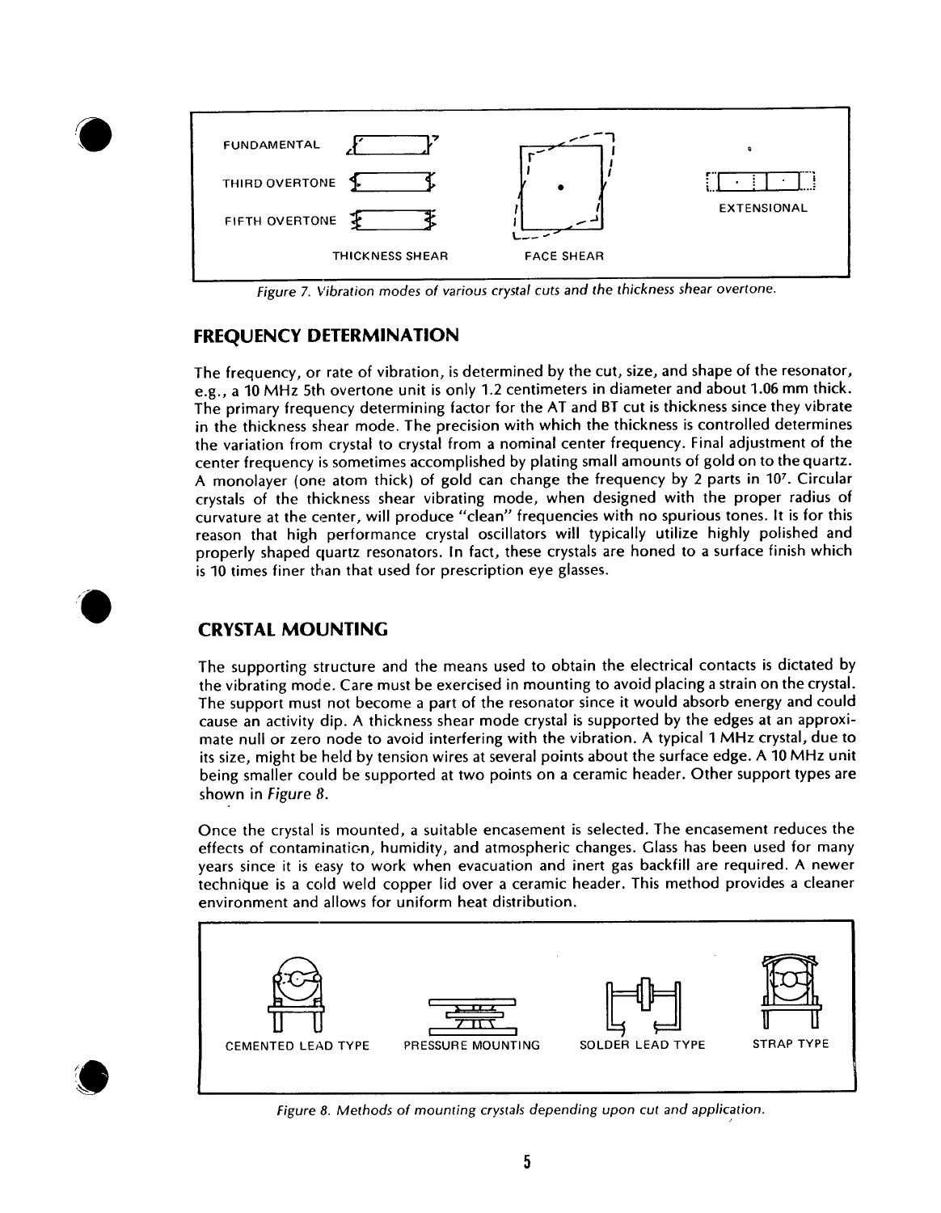FUNDAMENTAL

THIRD OVERTONE

FIFTH OVERTONE

THICKNESS SHEAR

FACE SHEAR

EXTENSIONAL

*Figure 7. Vibration modes of various crystal cuts and the thickness shear overtone.*

## FREQUENCY DETERMINATION

The frequency, or rate of vibration, is determined by the cut, size, and shape of the resonator, e.g., a 10 MHz 5th overtone unit is only 1.2 centimeters in diameter and about 1.06 mm thick. The primary frequency determining factor for the AT and BT cut is thickness since they vibrate in the thickness shear mode. The precision with which the thickness is controlled determines the variation from crystal to crystal from a nominal center frequency. Final adjustment of the center frequency is sometimes accomplished by plating small amounts of gold on to the quartz. A monolayer (one atom thick) of gold can change the frequency by 2 parts in $10^7$. Circular crystals of the thickness shear vibrating mode, when designed with the proper radius of curvature at the center, will produce "clean" frequencies with no spurious tones. It is for this reason that high performance crystal oscillators will typically utilize highly polished and properly shaped quartz resonators. In fact, these crystals are honed to a surface finish which is 10 times finer than that used for prescription eye glasses.

## CRYSTAL MOUNTING

The supporting structure and the means used to obtain the electrical contacts is dictated by the vibrating mode. Care must be exercised in mounting to avoid placing a strain on the crystal. The support must not become a part of the resonator since it would absorb energy and could cause an activity dip. A thickness shear mode crystal is supported by the edges at an approximate null or zero node to avoid interfering with the vibration. A typical 1 MHz crystal, due to its size, might be held by tension wires at several points about the surface edge. A 10 MHz unit being smaller could be supported at two points on a ceramic header. Other support types are shown in *Figure 8*.

Once the crystal is mounted, a suitable encasement is selected. The encasement reduces the effects of contamination, humidity, and atmospheric changes. Glass has been used for many years since it is easy to work when evacuation and inert gas backfill are required. A newer technique is a cold weld copper lid over a ceramic header. This method provides a cleaner environment and allows for uniform heat distribution.

CEMENTED LEAD TYPE

PRESSURE MOUNTING

SOLDER LEAD TYPE

STRAP TYPE

*Figure 8. Methods of mounting crystals depending upon cut and application.*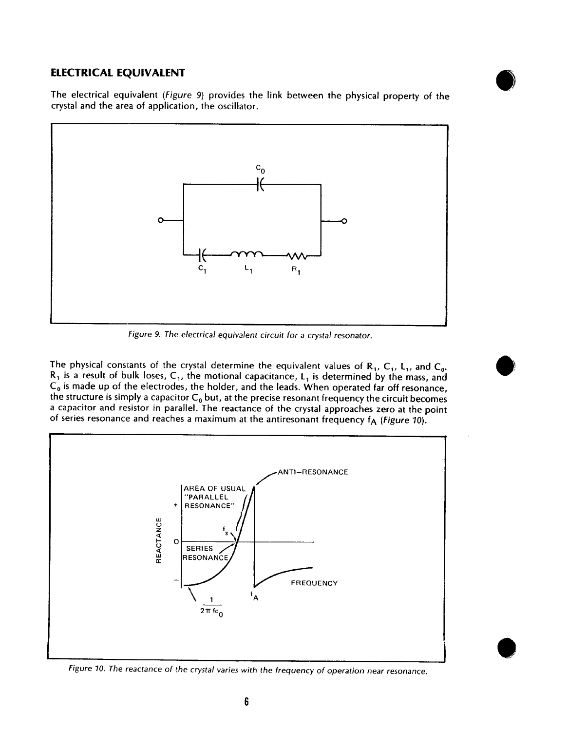## ELECTRICAL EQUIVALENT

The electrical equivalent (*Figure 9*) provides the link between the physical property of the crystal and the area of application, the oscillator.

*Figure 9. The electrical equivalent circuit for a crystal resonator.*

The physical constants of the crystal determine the equivalent values of $R_1$, $C_1$, $L_1$, and $C_0$. $R_1$ is a result of bulk loses, $C_1$, the motional capacitance, $L_1$ is determined by the mass, and $C_0$ is made up of the electrodes, the holder, and the leads. When operated far off resonance, the structure is simply a capacitor $C_0$ but, at the precise resonant frequency the circuit becomes a capacitor and resistor in parallel. The reactance of the crystal approaches zero at the point of series resonance and reaches a maximum at the antiresonant frequency $f_A$ (*Figure 10*).

*Figure 10. The reactance of the crystal varies with the frequency of operation near resonance.*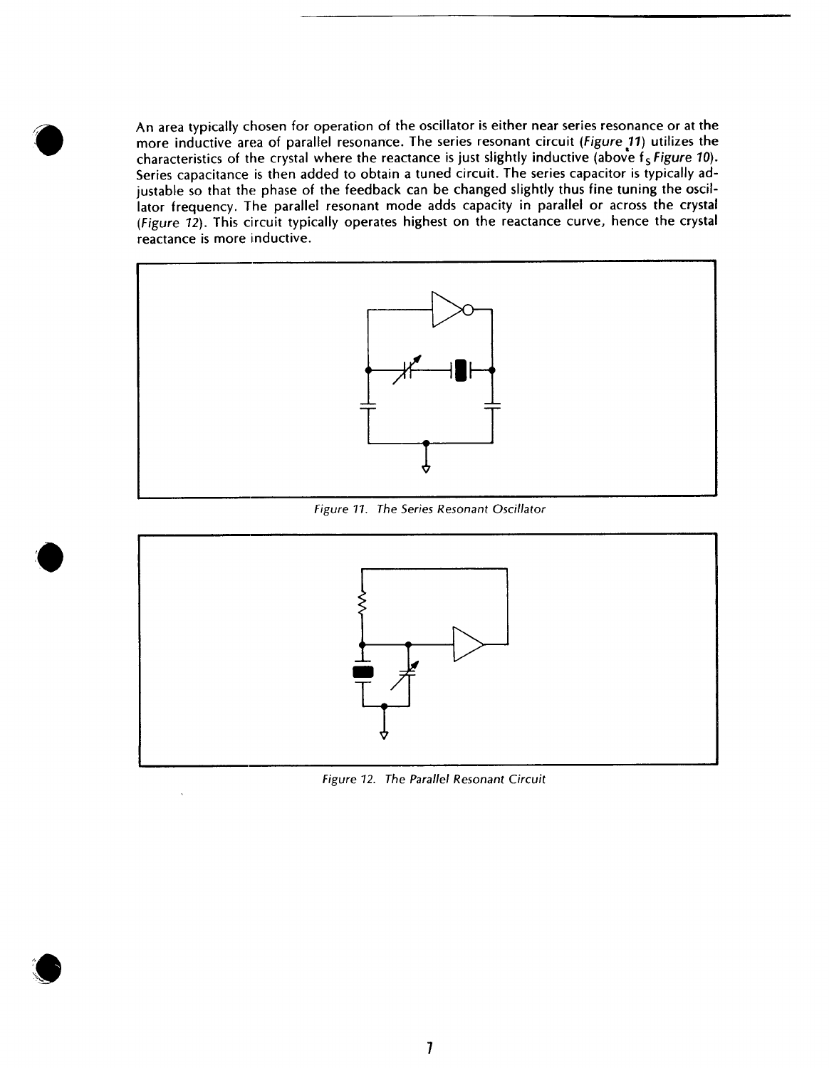An area typically chosen for operation of the oscillator is either near series resonance or at the more inductive area of parallel resonance. The series resonant circuit (*Figure 11*) utilizes the characteristics of the crystal where the reactance is just slightly inductive (above $f_S$ *Figure 10*). Series capacitance is then added to obtain a tuned circuit. The series capacitor is typically adjustable so that the phase of the feedback can be changed slightly thus fine tuning the oscillator frequency. The parallel resonant mode adds capacity in parallel or across the crystal (*Figure 12*). This circuit typically operates highest on the reactance curve, hence the crystal reactance is more inductive.

*Figure 11. The Series Resonant Oscillator*

*Figure 12. The Parallel Resonant Circuit*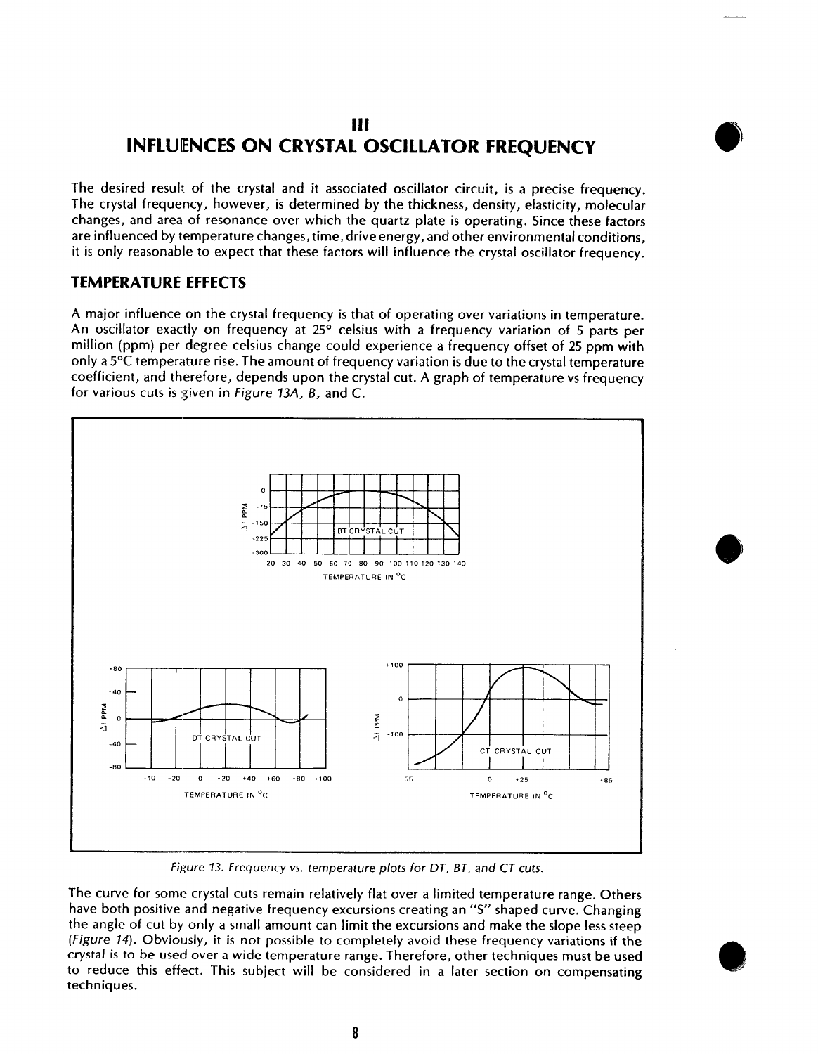# III
# INFLUENCES ON CRYSTAL OSCILLATOR FREQUENCY

The desired result of the crystal and it associated oscillator circuit, is a precise frequency. The crystal frequency, however, is determined by the thickness, density, elasticity, molecular changes, and area of resonance over which the quartz plate is operating. Since these factors are influenced by temperature changes, time, drive energy, and other environmental conditions, it is only reasonable to expect that these factors will influence the crystal oscillator frequency.

## TEMPERATURE EFFECTS

A major influence on the crystal frequency is that of operating over variations in temperature. An oscillator exactly on frequency at 25° celsius with a frequency variation of 5 parts per million (ppm) per degree celsius change could experience a frequency offset of 25 ppm with only a 5°C temperature rise. The amount of frequency variation is due to the crystal temperature coefficient, and therefore, depends upon the crystal cut. A graph of temperature vs frequency for various cuts is given in *Figure 13A, B,* and *C.*

*Figure 13. Frequency vs. temperature plots for DT, BT, and CT cuts.*

The curve for some crystal cuts remain relatively flat over a limited temperature range. Others have both positive and negative frequency excursions creating an "S" shaped curve. Changing the angle of cut by only a small amount can limit the excursions and make the slope less steep (*Figure 14*). Obviously, it is not possible to completely avoid these frequency variations if the crystal is to be used over a wide temperature range. Therefore, other techniques must be used to reduce this effect. This subject will be considered in a later section on compensating techniques.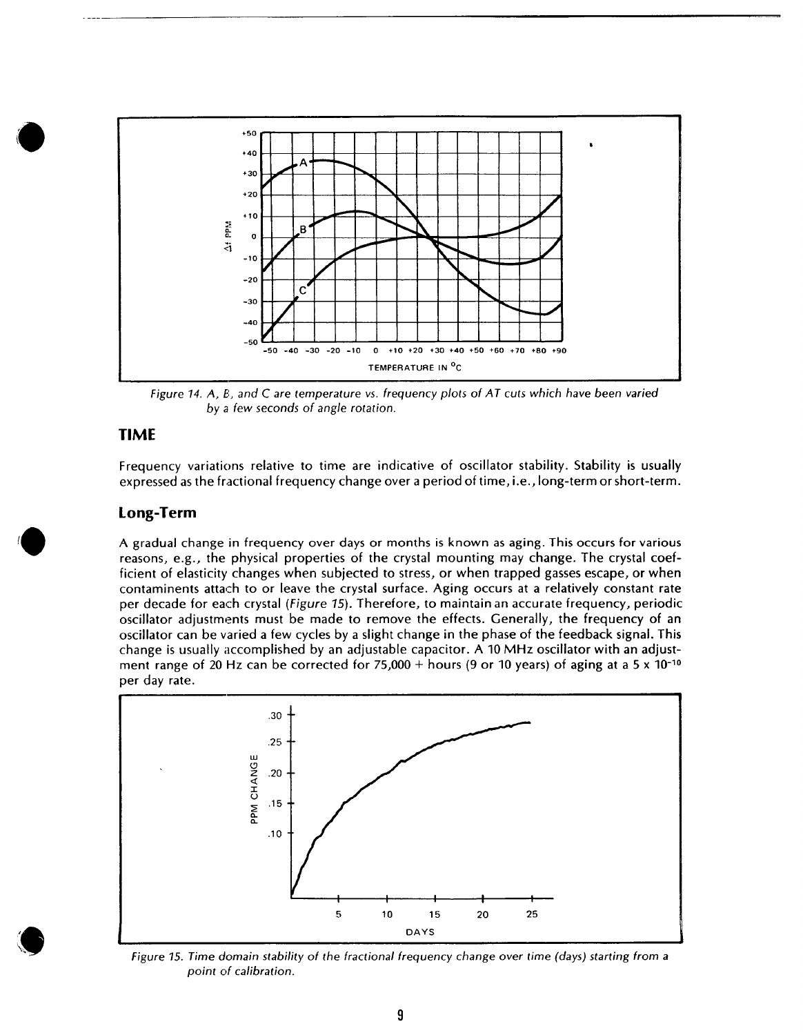Figure 14. A, B, and C are temperature vs. frequency plots of AT cuts which have been varied by a few seconds of angle rotation.

## TIME

Frequency variations relative to time are indicative of oscillator stability. Stability is usually expressed as the fractional frequency change over a period of time, i.e., long-term or short-term.

### Long-Term

A gradual change in frequency over days or months is known as aging. This occurs for various reasons, e.g., the physical properties of the crystal mounting may change. The crystal coefficient of elasticity changes when subjected to stress, or when trapped gasses escape, or when contaminents attach to or leave the crystal surface. Aging occurs at a relatively constant rate per decade for each crystal (*Figure 15*). Therefore, to maintain an accurate frequency, periodic oscillator adjustments must be made to remove the effects. Generally, the frequency of an oscillator can be varied a few cycles by a slight change in the phase of the feedback signal. This change is usually accomplished by an adjustable capacitor. A 10 MHz oscillator with an adjustment range of 20 Hz can be corrected for 75,000 + hours (9 or 10 years) of aging at a $5 \times 10^{-10}$ per day rate.

Figure 15. Time domain stability of the fractional frequency change over time (days) starting from a point of calibration.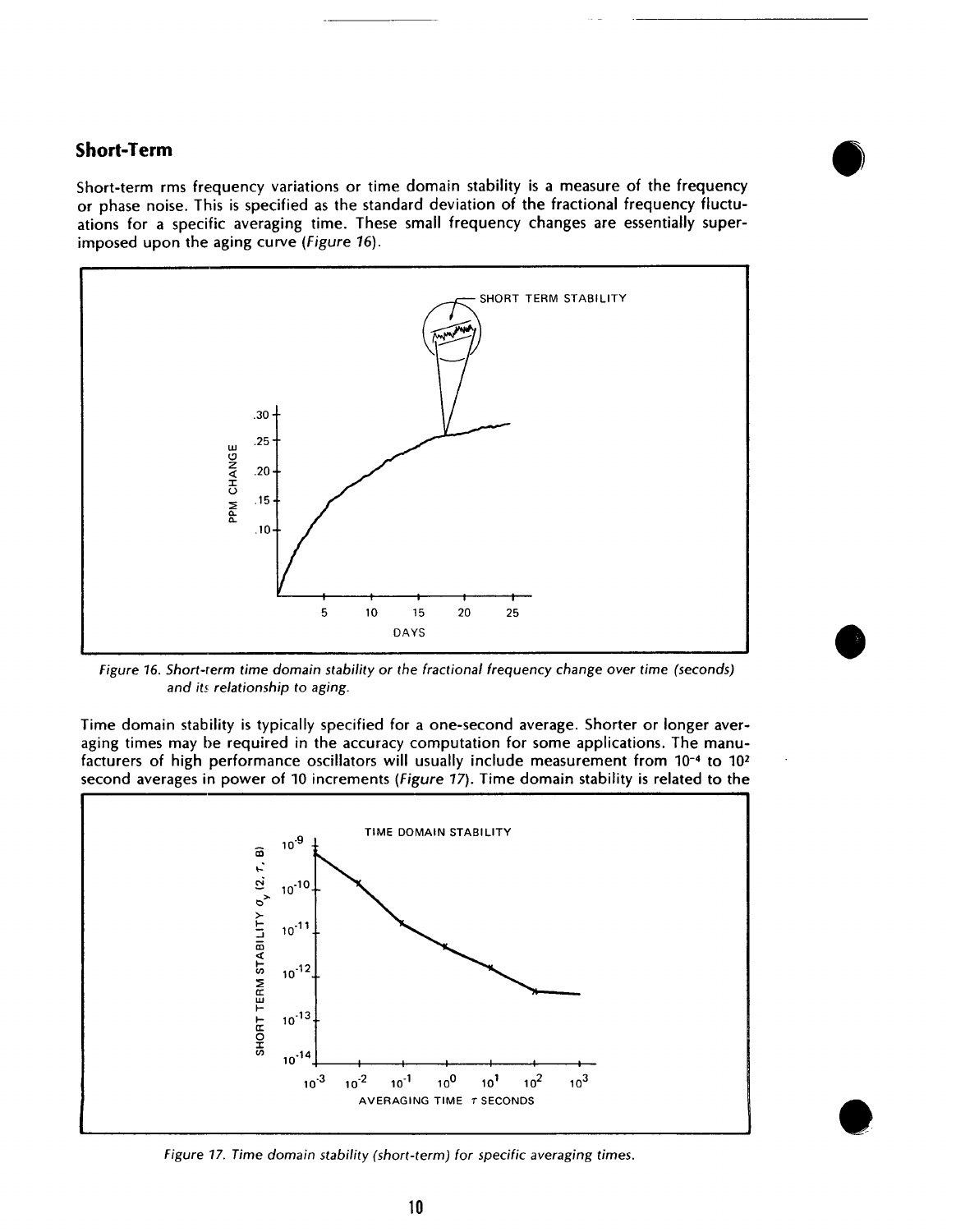## Short-Term

Short-term rms frequency variations or time domain stability is a measure of the frequency or phase noise. This is specified as the standard deviation of the fractional frequency fluctuations for a specific averaging time. These small frequency changes are essentially superimposed upon the aging curve (*Figure 16*).

*Figure 16. Short-term time domain stability or the fractional frequency change over time (seconds) and its relationship to aging.*

Time domain stability is typically specified for a one-second average. Shorter or longer averaging times may be required in the accuracy computation for some applications. The manufacturers of high performance oscillators will usually include measurement from $10^{-4}$ to $10^{2}$ second averages in power of 10 increments (*Figure 17*). Time domain stability is related to the

*Figure 17. Time domain stability (short-term) for specific averaging times.*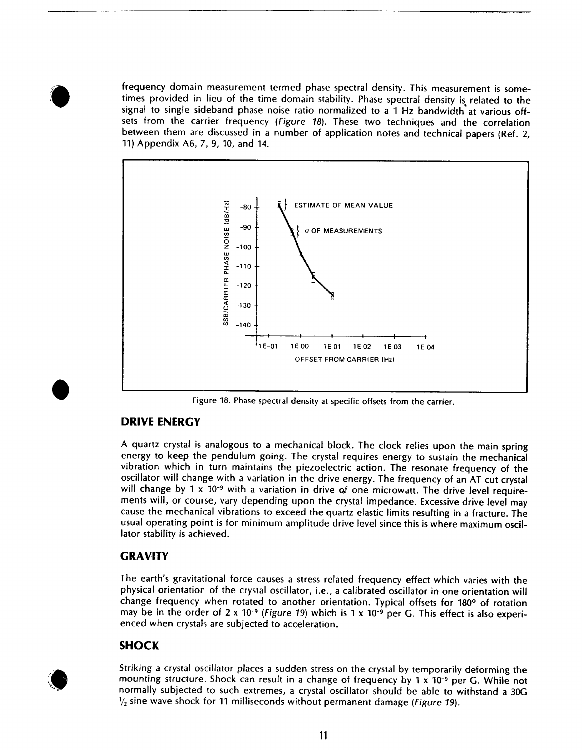frequency domain measurement termed phase spectral density. This measurement is sometimes provided in lieu of the time domain stability. Phase spectral density is related to the signal to single sideband phase noise ratio normalized to a 1 Hz bandwidth at various offsets from the carrier frequency (*Figure 18*). These two techniques and the correlation between them are discussed in a number of application notes and technical papers (Ref. 2, 11) Appendix A6, 7, 9, 10, and 14.

Figure 18. Phase spectral density at specific offsets from the carrier.

## DRIVE ENERGY

A quartz crystal is analogous to a mechanical block. The clock relies upon the main spring energy to keep the pendulum going. The crystal requires energy to sustain the mechanical vibration which in turn maintains the piezoelectric action. The resonate frequency of the oscillator will change with a variation in the drive energy. The frequency of an AT cut crystal will change by $1 \times 10^{-9}$ with a variation in drive of one microwatt. The drive level requirements will, or course, vary depending upon the crystal impedance. Excessive drive level may cause the mechanical vibrations to exceed the quartz elastic limits resulting in a fracture. The usual operating point is for minimum amplitude drive level since this is where maximum oscillator stability is achieved.

## GRAVITY

The earth's gravitational force causes a stress related frequency effect which varies with the physical orientation of the crystal oscillator, i.e., a calibrated oscillator in one orientation will change frequency when rotated to another orientation. Typical offsets for 180° of rotation may be in the order of $2 \times 10^{-9}$ (*Figure 19*) which is $1 \times 10^{-9}$ per G. This effect is also experienced when crystals are subjected to acceleration.

## SHOCK

Striking a crystal oscillator places a sudden stress on the crystal by temporarily deforming the mounting structure. Shock can result in a change of frequency by $1 \times 10^{-9}$ per G. While not normally subjected to such extremes, a crystal oscillator should be able to withstand a 30G ½ sine wave shock for 11 milliseconds without permanent damage (*Figure 19*).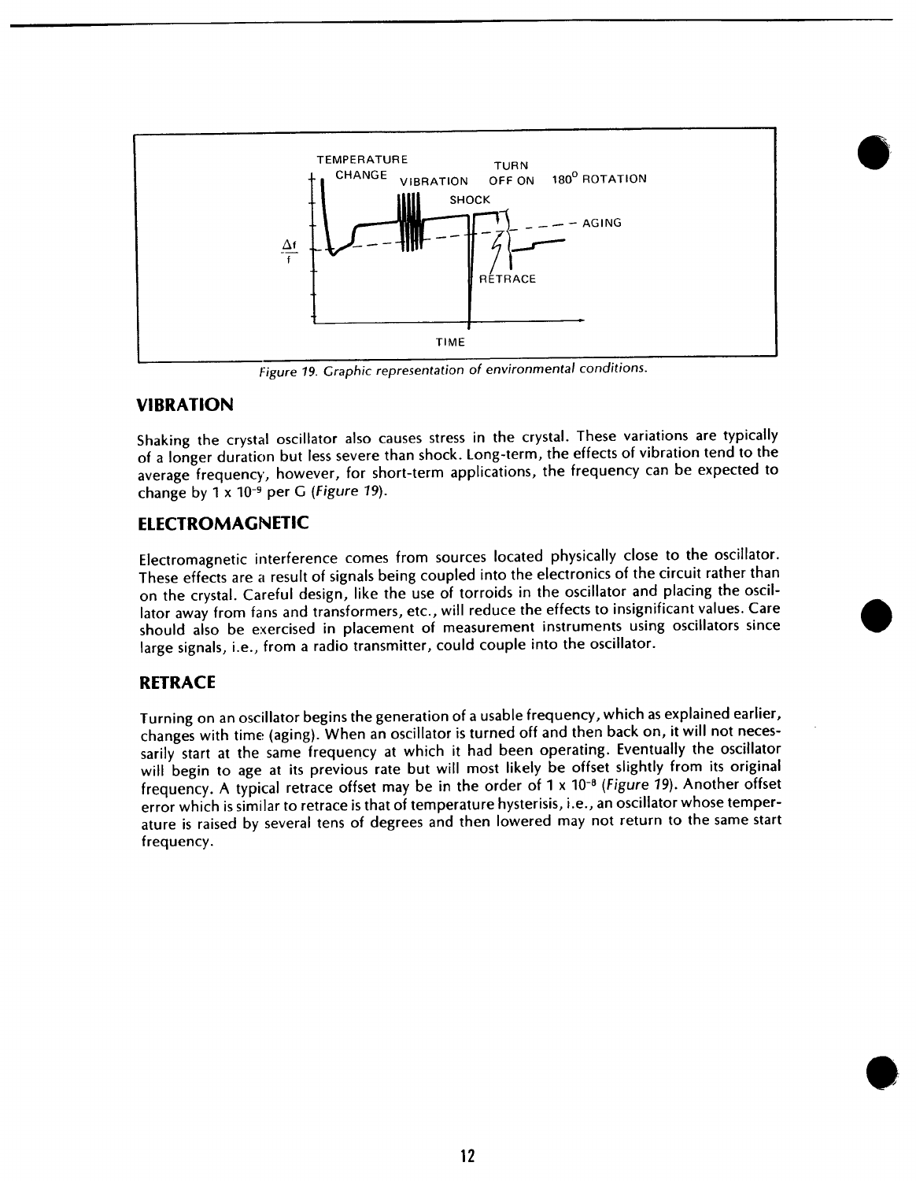Figure 19. Graphic representation of environmental conditions.

## VIBRATION

Shaking the crystal oscillator also causes stress in the crystal. These variations are typically of a longer duration but less severe than shock. Long-term, the effects of vibration tend to the average frequency, however, for short-term applications, the frequency can be expected to change by $1 \times 10^{-9}$ per G (*Figure 19*).

## ELECTROMAGNETIC

Electromagnetic interference comes from sources located physically close to the oscillator. These effects are a result of signals being coupled into the electronics of the circuit rather than on the crystal. Careful design, like the use of torroids in the oscillator and placing the oscillator away from fans and transformers, etc., will reduce the effects to insignificant values. Care should also be exercised in placement of measurement instruments using oscillators since large signals, i.e., from a radio transmitter, could couple into the oscillator.

## RETRACE

Turning on an oscillator begins the generation of a usable frequency, which as explained earlier, changes with time (aging). When an oscillator is turned off and then back on, it will not necessarily start at the same frequency at which it had been operating. Eventually the oscillator will begin to age at its previous rate but will most likely be offset slightly from its original frequency. A typical retrace offset may be in the order of $1 \times 10^{-8}$ (*Figure 19*). Another offset error which is similar to retrace is that of temperature hysterisis, i.e., an oscillator whose temperature is raised by several tens of degrees and then lowered may not return to the same start frequency.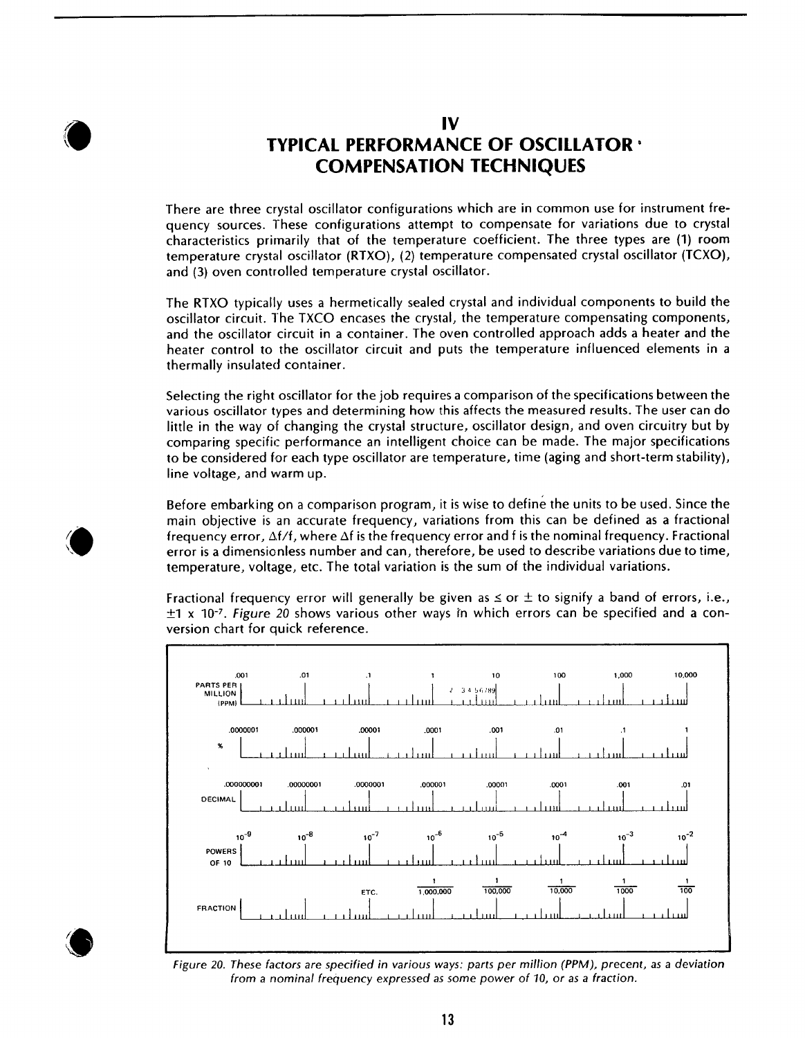## IV
## TYPICAL PERFORMANCE OF OSCILLATOR COMPENSATION TECHNIQUES

There are three crystal oscillator configurations which are in common use for instrument frequency sources. These configurations attempt to compensate for variations due to crystal characteristics primarily that of the temperature coefficient. The three types are (1) room temperature crystal oscillator (RTXO), (2) temperature compensated crystal oscillator (TCXO), and (3) oven controlled temperature crystal oscillator.

The RTXO typically uses a hermetically sealed crystal and individual components to build the oscillator circuit. The TXCO encases the crystal, the temperature compensating components, and the oscillator circuit in a container. The oven controlled approach adds a heater and the heater control to the oscillator circuit and puts the temperature influenced elements in a thermally insulated container.

Selecting the right oscillator for the job requires a comparison of the specifications between the various oscillator types and determining how this affects the measured results. The user can do little in the way of changing the crystal structure, oscillator design, and oven circuitry but by comparing specific performance an intelligent choice can be made. The major specifications to be considered for each type oscillator are temperature, time (aging and short-term stability), line voltage, and warm up.

Before embarking on a comparison program, it is wise to define the units to be used. Since the main objective is an accurate frequency, variations from this can be defined as a fractional frequency error, $\Delta f/f$, where $\Delta f$ is the frequency error and f is the nominal frequency. Fractional error is a dimensionless number and can, therefore, be used to describe variations due to time, temperature, voltage, etc. The total variation is the sum of the individual variations.

Fractional frequency error will generally be given as $\leq$ or $\pm$ to signify a band of errors, i.e., $\pm 1 \times 10^{-7}$. *Figure 20* shows various other ways in which errors can be specified and a conversion chart for quick reference.

| PARTS PER MILLION (PPM) | .001 | .01 | .1 | 1 | 10 | 100 | 1,000 | 10,000 |
|---|---|---|---|---|---|---|---|---|
| % | .0000001 | .000001 | .00001 | .0001 | .001 | .01 | .1 | 1 |
| DECIMAL | .000000001 | .00000001 | .0000001 | .000001 | .00001 | .0001 | .001 | .01 |
| POWERS OF 10 | $10^{-9}$ | $10^{-8}$ | $10^{-7}$ | $10^{-6}$ | $10^{-5}$ | $10^{-4}$ | $10^{-3}$ | $10^{-2}$ |
| FRACTION | | | ETC. | $\frac{1}{1,000,000}$ | $\frac{1}{100,000}$ | $\frac{1}{10,000}$ | $\frac{1}{1000}$ | $\frac{1}{100}$ |

*Figure 20. These factors are specified in various ways: parts per million (PPM), precent, as a deviation from a nominal frequency expressed as some power of 10, or as a fraction.*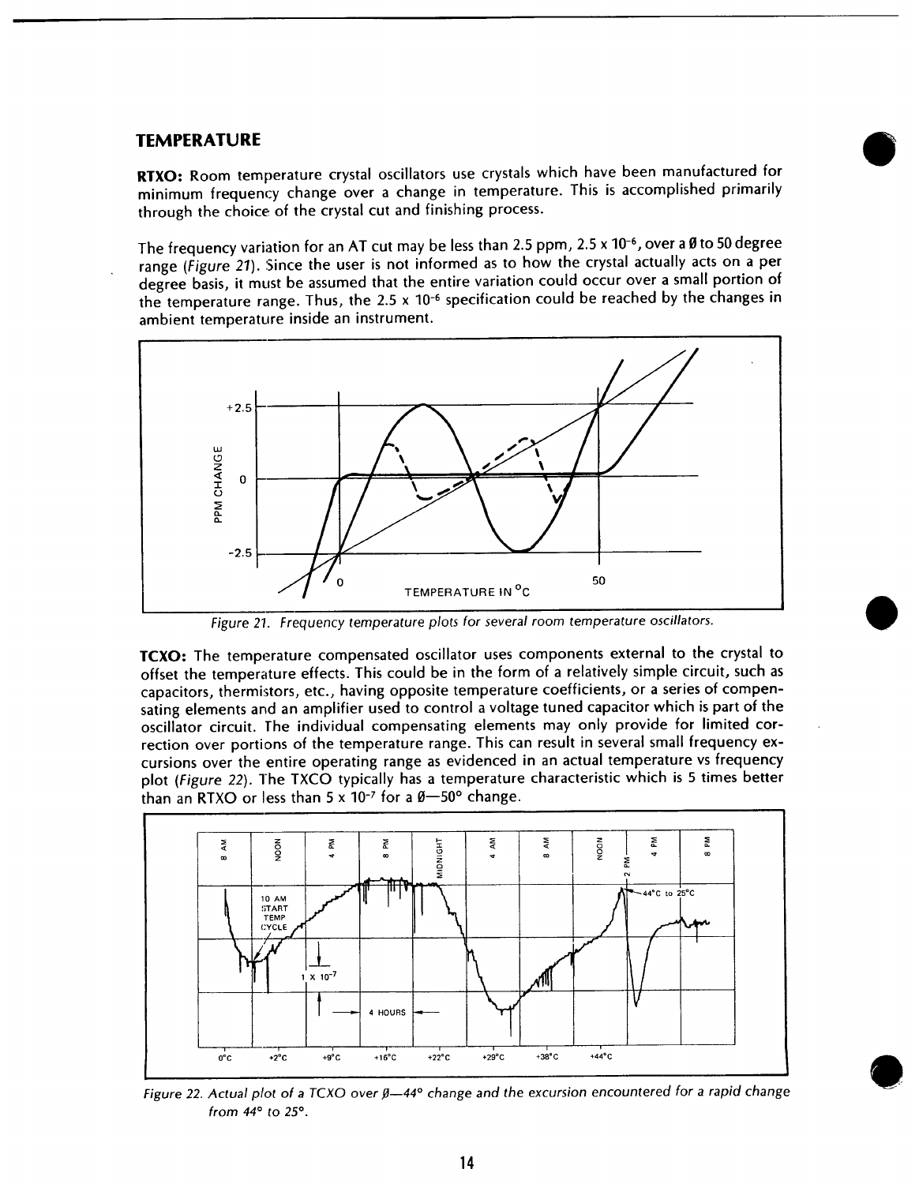## TEMPERATURE

**RTXO:** Room temperature crystal oscillators use crystals which have been manufactured for minimum frequency change over a change in temperature. This is accomplished primarily through the choice of the crystal cut and finishing process.

The frequency variation for an AT cut may be less than 2.5 ppm, $2.5 \times 10^{-6}$, over a Ø to 50 degree range (*Figure 21*). Since the user is not informed as to how the crystal actually acts on a per degree basis, it must be assumed that the entire variation could occur over a small portion of the temperature range. Thus, the $2.5 \times 10^{-6}$ specification could be reached by the changes in ambient temperature inside an instrument.

*Figure 21. Frequency temperature plots for several room temperature oscillators.*

**TCXO:** The temperature compensated oscillator uses components external to the crystal to offset the temperature effects. This could be in the form of a relatively simple circuit, such as capacitors, thermistors, etc., having opposite temperature coefficients, or a series of compensating elements and an amplifier used to control a voltage tuned capacitor which is part of the oscillator circuit. The individual compensating elements may only provide for limited correction over portions of the temperature range. This can result in several small frequency excursions over the entire operating range as evidenced in an actual temperature vs frequency plot (*Figure 22*). The TXCO typically has a temperature characteristic which is 5 times better than an RTXO or less than $5 \times 10^{-7}$ for a Ø—50° change.

*Figure 22. Actual plot of a TCXO over Ø—44° change and the excursion encountered for a rapid change from 44° to 25°.*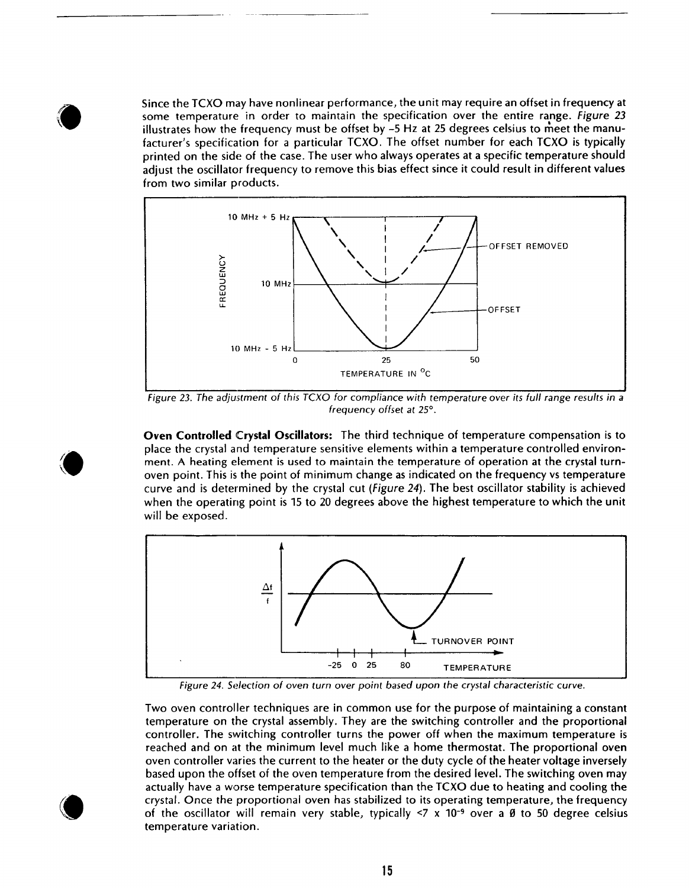Since the TCXO may have nonlinear performance, the unit may require an offset in frequency at some temperature in order to maintain the specification over the entire range. *Figure 23* illustrates how the frequency must be offset by −5 Hz at 25 degrees celsius to meet the manufacturer's specification for a particular TCXO. The offset number for each TCXO is typically printed on the side of the case. The user who always operates at a specific temperature should adjust the oscillator frequency to remove this bias effect since it could result in different values from two similar products.

*Figure 23. The adjustment of this TCXO for compliance with temperature over its full range results in a frequency offset at 25°.*

**Oven Controlled Crystal Oscillators:** The third technique of temperature compensation is to place the crystal and temperature sensitive elements within a temperature controlled environment. A heating element is used to maintain the temperature of operation at the crystal turn-oven point. This is the point of minimum change as indicated on the frequency vs temperature curve and is determined by the crystal cut (*Figure 24*). The best oscillator stability is achieved when the operating point is 15 to 20 degrees above the highest temperature to which the unit will be exposed.

*Figure 24. Selection of oven turn over point based upon the crystal characteristic curve.*

Two oven controller techniques are in common use for the purpose of maintaining a constant temperature on the crystal assembly. They are the switching controller and the proportional controller. The switching controller turns the power off when the maximum temperature is reached and on at the minimum level much like a home thermostat. The proportional oven oven controller varies the current to the heater or the duty cycle of the heater voltage inversely based upon the offset of the oven temperature from the desired level. The switching oven may actually have a worse temperature specification than the TCXO due to heating and cooling the crystal. Once the proportional oven has stabilized to its operating temperature, the frequency of the oscillator will remain very stable, typically $<7 \times 10^{-9}$ over a 0 to 50 degree celsius temperature variation.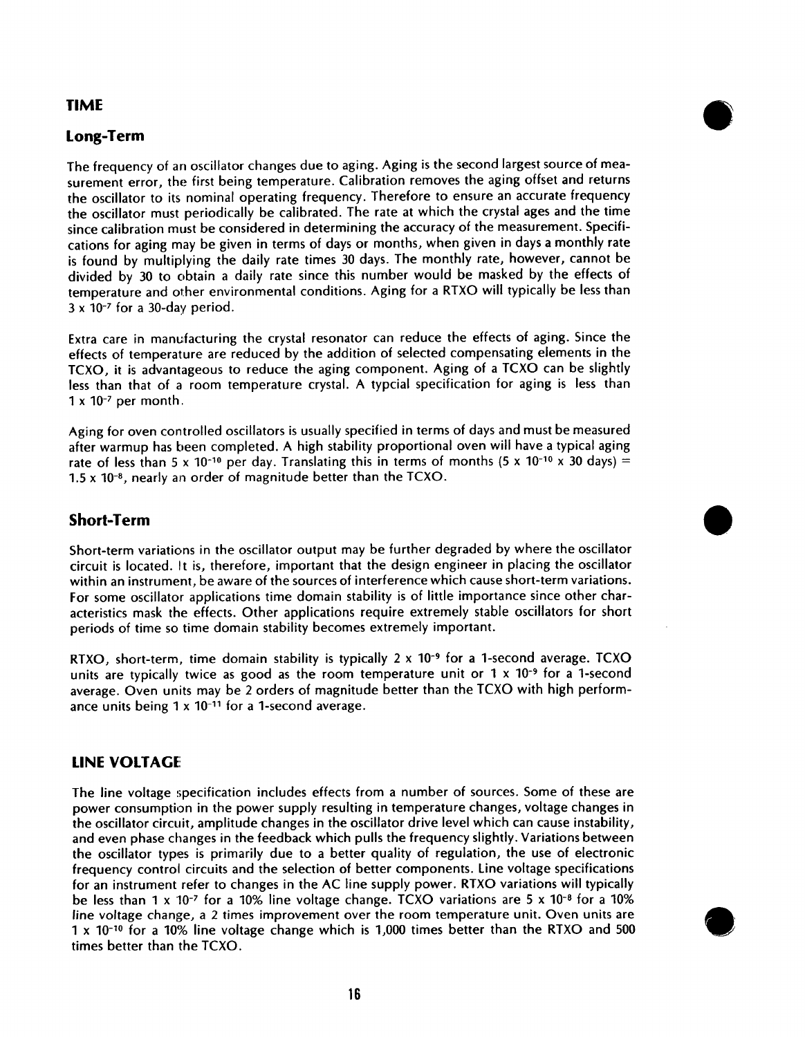## TIME

### Long-Term

The frequency of an oscillator changes due to aging. Aging is the second largest source of measurement error, the first being temperature. Calibration removes the aging offset and returns the oscillator to its nominal operating frequency. Therefore to ensure an accurate frequency the oscillator must periodically be calibrated. The rate at which the crystal ages and the time since calibration must be considered in determining the accuracy of the measurement. Specifications for aging may be given in terms of days or months, when given in days a monthly rate is found by multiplying the daily rate times 30 days. The monthly rate, however, cannot be divided by 30 to obtain a daily rate since this number would be masked by the effects of temperature and other environmental conditions. Aging for a RTXO will typically be less than $3 \times 10^{-7}$ for a 30-day period.

Extra care in manufacturing the crystal resonator can reduce the effects of aging. Since the effects of temperature are reduced by the addition of selected compensating elements in the TCXO, it is advantageous to reduce the aging component. Aging of a TCXO can be slightly less than that of a room temperature crystal. A typcial specification for aging is less than $1 \times 10^{-7}$ per month.

Aging for oven controlled oscillators is usually specified in terms of days and must be measured after warmup has been completed. A high stability proportional oven will have a typical aging rate of less than $5 \times 10^{-10}$ per day. Translating this in terms of months ($5 \times 10^{-10} \times 30$ days) = $1.5 \times 10^{-8}$, nearly an order of magnitude better than the TCXO.

### Short-Term

Short-term variations in the oscillator output may be further degraded by where the oscillator circuit is located. It is, therefore, important that the design engineer in placing the oscillator within an instrument, be aware of the sources of interference which cause short-term variations. For some oscillator applications time domain stability is of little importance since other characteristics mask the effects. Other applications require extremely stable oscillators for short periods of time so time domain stability becomes extremely important.

RTXO, short-term, time domain stability is typically $2 \times 10^{-9}$ for a 1-second average. TCXO units are typically twice as good as the room temperature unit or $1 \times 10^{-9}$ for a 1-second average. Oven units may be 2 orders of magnitude better than the TCXO with high performance units being $1 \times 10^{-11}$ for a 1-second average.

## LINE VOLTAGE

The line voltage specification includes effects from a number of sources. Some of these are power consumption in the power supply resulting in temperature changes, voltage changes in the oscillator circuit, amplitude changes in the oscillator drive level which can cause instability, and even phase changes in the feedback which pulls the frequency slightly. Variations between the oscillator types is primarily due to a better quality of regulation, the use of electronic frequency control circuits and the selection of better components. Line voltage specifications for an instrument refer to changes in the AC line supply power. RTXO variations will typically be less than $1 \times 10^{-7}$ for a 10% line voltage change. TCXO variations are $5 \times 10^{-8}$ for a 10% line voltage change, a 2 times improvement over the room temperature unit. Oven units are $1 \times 10^{-10}$ for a 10% line voltage change which is 1,000 times better than the RTXO and 500 times better than the TCXO.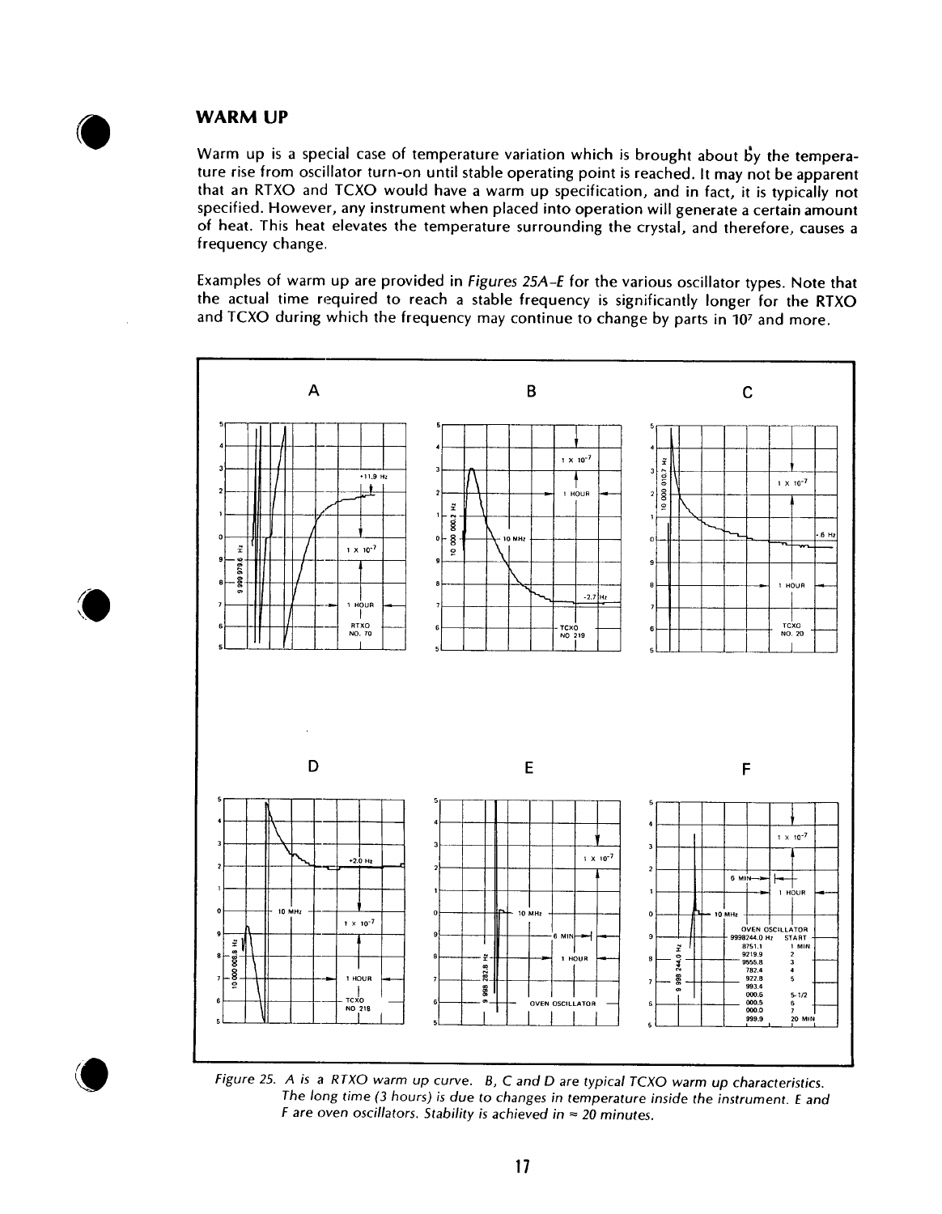## WARM UP

Warm up is a special case of temperature variation which is brought about by the temperature rise from oscillator turn-on until stable operating point is reached. It may not be apparent that an RTXO and TCXO would have a warm up specification, and in fact, it is typically not specified. However, any instrument when placed into operation will generate a certain amount of heat. This heat elevates the temperature surrounding the crystal, and therefore, causes a frequency change.

Examples of warm up are provided in *Figures 25A–E* for the various oscillator types. Note that the actual time required to reach a stable frequency is significantly longer for the RTXO and TCXO during which the frequency may continue to change by parts in $10^7$ and more.

*Figure 25. A is a RTXO warm up curve. B, C and D are typical TCXO warm up characteristics. The long time (3 hours) is due to changes in temperature inside the instrument. E and F are oven oscillators. Stability is achieved in ≈ 20 minutes.*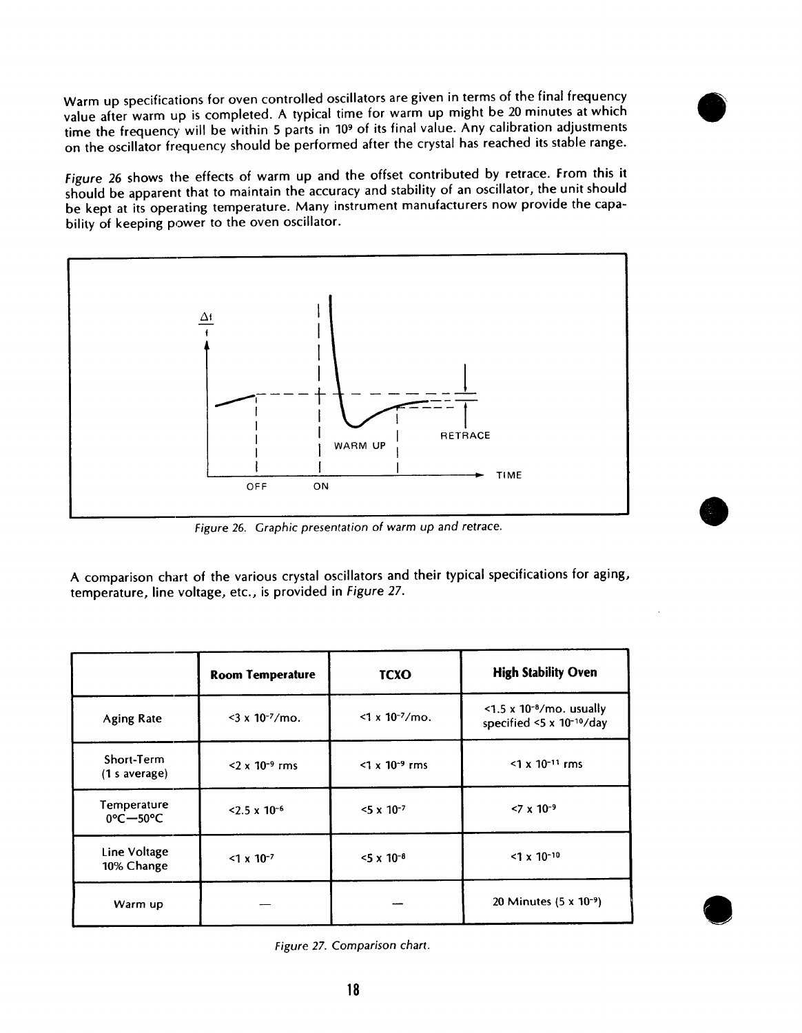Warm up specifications for oven controlled oscillators are given in terms of the final frequency value after warm up is completed. A typical time for warm up might be 20 minutes at which time the frequency will be within 5 parts in $10^9$ of its final value. Any calibration adjustments on the oscillator frequency should be performed after the crystal has reached its stable range.

*Figure 26* shows the effects of warm up and the offset contributed by retrace. From this it should be apparent that to maintain the accuracy and stability of an oscillator, the unit should be kept at its operating temperature. Many instrument manufacturers now provide the capability of keeping power to the oven oscillator.

*Figure 26. Graphic presentation of warm up and retrace.*

A comparison chart of the various crystal oscillators and their typical specifications for aging, temperature, line voltage, etc., is provided in *Figure 27.*

| | **Room Temperature** | **TCXO** | **High Stability Oven** |
|---|---|---|---|
| Aging Rate | $<3 \times 10^{-7}$/mo. | $<1 \times 10^{-7}$/mo. | $<1.5 \times 10^{-8}$/mo. usually specified $<5 \times 10^{-10}$/day |
| Short-Term (1 s average) | $<2 \times 10^{-9}$ rms | $<1 \times 10^{-9}$ rms | $<1 \times 10^{-11}$ rms |
| Temperature 0°C—50°C | $<2.5 \times 10^{-6}$ | $<5 \times 10^{-7}$ | $<7 \times 10^{-9}$ |
| Line Voltage 10% Change | $<1 \times 10^{-7}$ | $<5 \times 10^{-8}$ | $<1 \times 10^{-10}$ |
| Warm up | — | — | 20 Minutes ($5 \times 10^{-9}$) |

*Figure 27. Comparison chart.*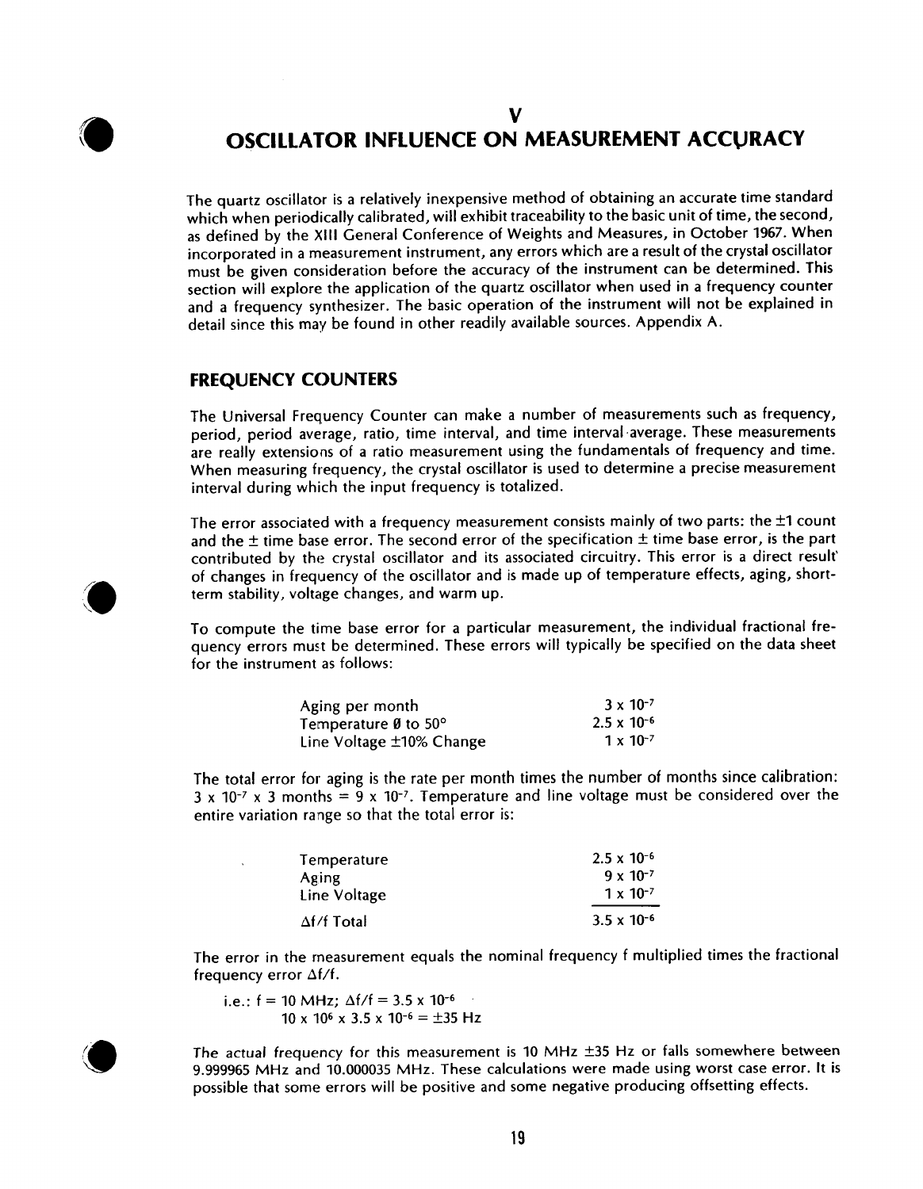# V
# OSCILLATOR INFLUENCE ON MEASUREMENT ACCURACY

The quartz oscillator is a relatively inexpensive method of obtaining an accurate time standard which when periodically calibrated, will exhibit traceability to the basic unit of time, the second, as defined by the XIII General Conference of Weights and Measures, in October 1967. When incorporated in a measurement instrument, any errors which are a result of the crystal oscillator must be given consideration before the accuracy of the instrument can be determined. This section will explore the application of the quartz oscillator when used in a frequency counter and a frequency synthesizer. The basic operation of the instrument will not be explained in detail since this may be found in other readily available sources. Appendix A.

## FREQUENCY COUNTERS

The Universal Frequency Counter can make a number of measurements such as frequency, period, period average, ratio, time interval, and time interval average. These measurements are really extensions of a ratio measurement using the fundamentals of frequency and time. When measuring frequency, the crystal oscillator is used to determine a precise measurement interval during which the input frequency is totalized.

The error associated with a frequency measurement consists mainly of two parts: the ±1 count and the ± time base error. The second error of the specification ± time base error, is the part contributed by the crystal oscillator and its associated circuitry. This error is a direct result of changes in frequency of the oscillator and is made up of temperature effects, aging, short-term stability, voltage changes, and warm up.

To compute the time base error for a particular measurement, the individual fractional frequency errors must be determined. These errors will typically be specified on the data sheet for the instrument as follows:

| | |
|---|---|
| Aging per month | $3 \times 10^{-7}$ |
| Temperature Ø to 50° | $2.5 \times 10^{-6}$ |
| Line Voltage ±10% Change | $1 \times 10^{-7}$ |

The total error for aging is the rate per month times the number of months since calibration: $3 \times 10^{-7} \times 3$ months $= 9 \times 10^{-7}$. Temperature and line voltage must be considered over the entire variation range so that the total error is:

| | |
|---|---|
| Temperature | $2.5 \times 10^{-6}$ |
| Aging | $9 \times 10^{-7}$ |
| Line Voltage | $1 \times 10^{-7}$ |
| $\Delta f/f$ Total | $3.5 \times 10^{-6}$ |

The error in the measurement equals the nominal frequency f multiplied times the fractional frequency error $\Delta f/f$.

i.e.: $f = 10$ MHz; $\Delta f/f = 3.5 \times 10^{-6}$
$10 \times 10^{6} \times 3.5 \times 10^{-6} = \pm 35$ Hz

The actual frequency for this measurement is 10 MHz ±35 Hz or falls somewhere between 9.999965 MHz and 10.000035 MHz. These calculations were made using worst case error. It is possible that some errors will be positive and some negative producing offsetting effects.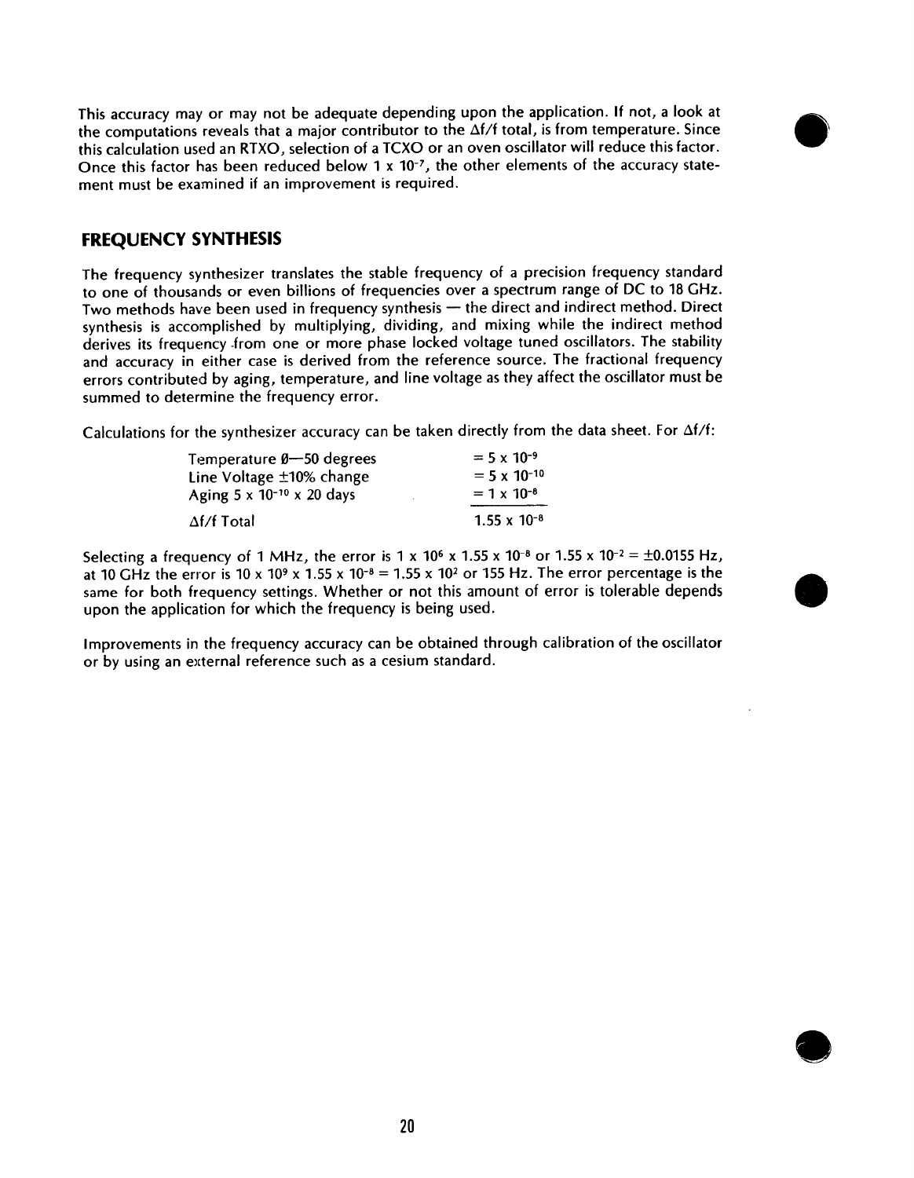This accuracy may or may not be adequate depending upon the application. If not, a look at the computations reveals that a major contributor to the $\Delta f/f$ total, is from temperature. Since this calculation used an RTXO, selection of a TCXO or an oven oscillator will reduce this factor. Once this factor has been reduced below $1 \times 10^{-7}$, the other elements of the accuracy statement must be examined if an improvement is required.

## FREQUENCY SYNTHESIS

The frequency synthesizer translates the stable frequency of a precision frequency standard to one of thousands or even billions of frequencies over a spectrum range of DC to 18 GHz. Two methods have been used in frequency synthesis — the direct and indirect method. Direct synthesis is accomplished by multiplying, dividing, and mixing while the indirect method derives its frequency from one or more phase locked voltage tuned oscillators. The stability and accuracy in either case is derived from the reference source. The fractional frequency errors contributed by aging, temperature, and line voltage as they affect the oscillator must be summed to determine the frequency error.

Calculations for the synthesizer accuracy can be taken directly from the data sheet. For $\Delta f/f$:

| | |
|---|---|
| Temperature 0—50 degrees | $= 5 \times 10^{-9}$ |
| Line Voltage ±10% change | $= 5 \times 10^{-10}$ |
| Aging $5 \times 10^{-10} \times 20$ days | $= 1 \times 10^{-8}$ |
| $\Delta f/f$ Total | $1.55 \times 10^{-8}$ |

Selecting a frequency of 1 MHz, the error is $1 \times 10^{6} \times 1.55 \times 10^{-8}$ or $1.55 \times 10^{-2} = \pm 0.0155$ Hz, at 10 GHz the error is $10 \times 10^{9} \times 1.55 \times 10^{-8} = 1.55 \times 10^{2}$ or 155 Hz. The error percentage is the same for both frequency settings. Whether or not this amount of error is tolerable depends upon the application for which the frequency is being used.

Improvements in the frequency accuracy can be obtained through calibration of the oscillator or by using an external reference such as a cesium standard.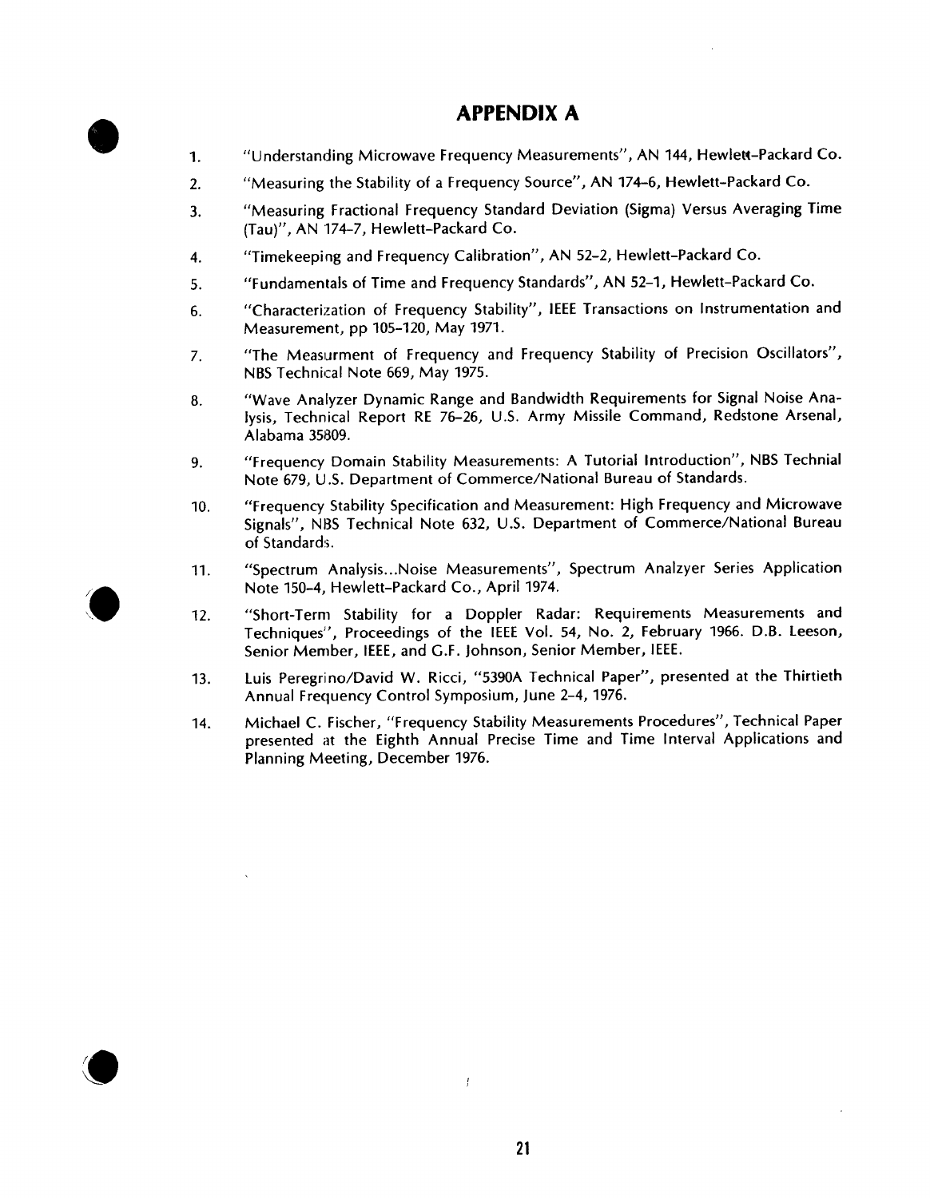# APPENDIX A

1. "Understanding Microwave Frequency Measurements", AN 144, Hewlett-Packard Co.
2. "Measuring the Stability of a Frequency Source", AN 174-6, Hewlett-Packard Co.
3. "Measuring Fractional Frequency Standard Deviation (Sigma) Versus Averaging Time (Tau)", AN 174-7, Hewlett-Packard Co.
4. "Timekeeping and Frequency Calibration", AN 52-2, Hewlett-Packard Co.
5. "Fundamentals of Time and Frequency Standards", AN 52-1, Hewlett-Packard Co.
6. "Characterization of Frequency Stability", IEEE Transactions on Instrumentation and Measurement, pp 105-120, May 1971.
7. "The Measurment of Frequency and Frequency Stability of Precision Oscillators", NBS Technical Note 669, May 1975.
8. "Wave Analyzer Dynamic Range and Bandwidth Requirements for Signal Noise Analysis, Technical Report RE 76-26, U.S. Army Missile Command, Redstone Arsenal, Alabama 35809.
9. "Frequency Domain Stability Measurements: A Tutorial Introduction", NBS Technial Note 679, U.S. Department of Commerce/National Bureau of Standards.
10. "Frequency Stability Specification and Measurement: High Frequency and Microwave Signals", NBS Technical Note 632, U.S. Department of Commerce/National Bureau of Standards.
11. "Spectrum Analysis...Noise Measurements", Spectrum Analzyer Series Application Note 150-4, Hewlett-Packard Co., April 1974.
12. "Short-Term Stability for a Doppler Radar: Requirements Measurements and Techniques", Proceedings of the IEEE Vol. 54, No. 2, February 1966. D.B. Leeson, Senior Member, IEEE, and G.F. Johnson, Senior Member, IEEE.
13. Luis Peregrino/David W. Ricci, "5390A Technical Paper", presented at the Thirtieth Annual Frequency Control Symposium, June 2-4, 1976.
14. Michael C. Fischer, "Frequency Stability Measurements Procedures", Technical Paper presented at the Eighth Annual Precise Time and Time Interval Applications and Planning Meeting, December 1976.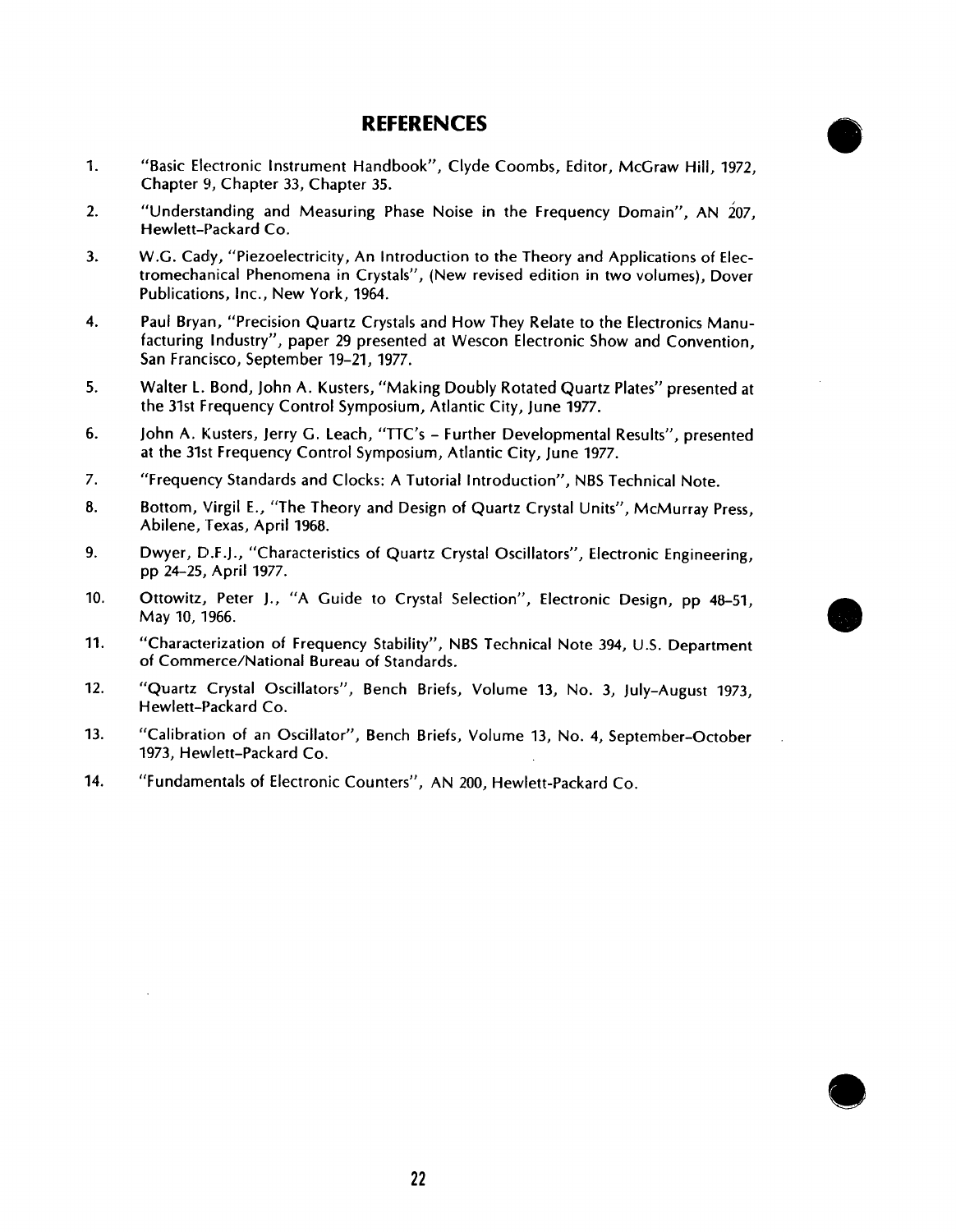## REFERENCES

1. "Basic Electronic Instrument Handbook", Clyde Coombs, Editor, McGraw Hill, 1972, Chapter 9, Chapter 33, Chapter 35.
2. "Understanding and Measuring Phase Noise in the Frequency Domain", AN 207, Hewlett-Packard Co.
3. W.G. Cady, "Piezoelectricity, An Introduction to the Theory and Applications of Electromechanical Phenomena in Crystals", (New revised edition in two volumes), Dover Publications, Inc., New York, 1964.
4. Paul Bryan, "Precision Quartz Crystals and How They Relate to the Electronics Manufacturing Industry", paper 29 presented at Wescon Electronic Show and Convention, San Francisco, September 19–21, 1977.
5. Walter L. Bond, John A. Kusters, "Making Doubly Rotated Quartz Plates" presented at the 31st Frequency Control Symposium, Atlantic City, June 1977.
6. John A. Kusters, Jerry G. Leach, "TTC's – Further Developmental Results", presented at the 31st Frequency Control Symposium, Atlantic City, June 1977.
7. "Frequency Standards and Clocks: A Tutorial Introduction", NBS Technical Note.
8. Bottom, Virgil E., "The Theory and Design of Quartz Crystal Units", McMurray Press, Abilene, Texas, April 1968.
9. Dwyer, D.F.J., "Characteristics of Quartz Crystal Oscillators", Electronic Engineering, pp 24–25, April 1977.
10. Ottowitz, Peter J., "A Guide to Crystal Selection", Electronic Design, pp 48–51, May 10, 1966.
11. "Characterization of Frequency Stability", NBS Technical Note 394, U.S. Department of Commerce/National Bureau of Standards.
12. "Quartz Crystal Oscillators", Bench Briefs, Volume 13, No. 3, July–August 1973, Hewlett-Packard Co.
13. "Calibration of an Oscillator", Bench Briefs, Volume 13, No. 4, September–October 1973, Hewlett-Packard Co.
14. "Fundamentals of Electronic Counters", AN 200, Hewlett-Packard Co.